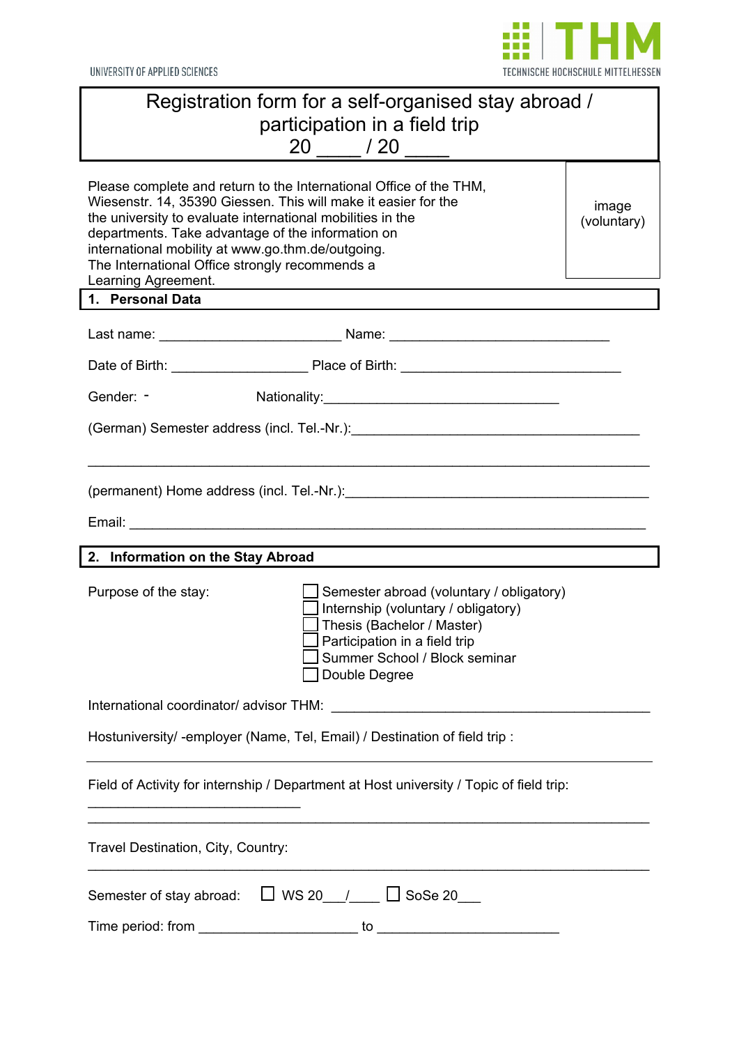UNIVERSITY OF APPLIED SCIENCES

THM
TECHNISCHE HOCHSCHULE MITTELHESSEN

# Registration form for a self-organised stay abroad / participation in a field trip 20 ____ / 20 ____

Please complete and return to the International Office of the THM, Wiesenstr. 14, 35390 Giessen. This will make it easier for the the university to evaluate international mobilities in the departments. Take advantage of the information on international mobility at www.go.thm.de/outgoing. The International Office strongly recommends a Learning Agreement.

image (voluntary)

## 1. Personal Data

Last name: ________________________ Name: _____________________________

Date of Birth: __________________ Place of Birth: _____________________________

Gender: -                    Nationality:_______________________________

(German) Semester address (incl. Tel.-Nr.):______________________________________

___________________________________________________________________________

(permanent) Home address (incl. Tel.-Nr.):_______________________________________

Email: _____________________________________________________________________

## 2. Information on the Stay Abroad

Purpose of the stay:

- ☐ Semester abroad (voluntary / obligatory)
- ☐ Internship (voluntary / obligatory)
- ☐ Thesis (Bachelor / Master)
- ☐ Participation in a field trip
- ☐ Summer School / Block seminar
- ☐ Double Degree

International coordinator/ advisor THM: ________________________________________

Hostuniversity/ -employer (Name, Tel, Email) / Destination of field trip :

___________________________________________________________________________

Field of Activity for internship / Department at Host university / Topic of field trip:

____________________________

___________________________________________________________________________

Travel Destination, City, Country:

___________________________________________________________________________

Semester of stay abroad: ☐ WS 20___/____ ☐ SoSe 20___

Time period: from ____________________ to _______________________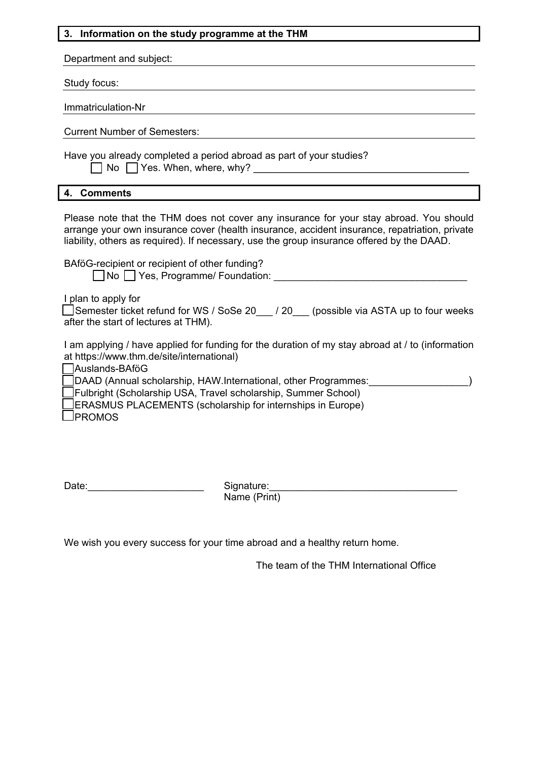## 3. Information on the study programme at the THM

Department and subject: \_\_\_\_\_\_\_\_\_\_\_\_\_\_\_\_\_\_\_\_\_\_\_\_\_\_\_\_\_\_\_\_\_\_\_\_\_\_\_\_

Study focus: \_\_\_\_\_\_\_\_\_\_\_\_\_\_\_\_\_\_\_\_\_\_\_\_\_\_\_\_\_\_\_\_\_\_\_\_\_\_\_\_

Immatriculation-Nr \_\_\_\_\_\_\_\_\_\_\_\_\_\_\_\_\_\_\_\_\_\_\_\_\_\_\_\_\_\_\_\_\_\_\_\_\_\_\_\_

Current Number of Semesters: \_\_\_\_\_\_\_\_\_\_\_\_\_\_\_\_\_\_\_\_\_\_\_\_\_\_\_\_\_\_\_\_\_\_\_\_\_\_\_\_

Have you already completed a period abroad as part of your studies?
☐ No ☐ Yes. When, where, why? \_\_\_\_\_\_\_\_\_\_\_\_\_\_\_\_\_\_\_\_\_\_\_\_\_\_\_\_\_\_\_\_\_\_\_\_\_\_\_\_

## 4. Comments

Please note that the THM does not cover any insurance for your stay abroad. You should arrange your own insurance cover (health insurance, accident insurance, repatriation, private liability, others as required). If necessary, use the group insurance offered by the DAAD.

BAföG-recipient or recipient of other funding?
☐ No ☐ Yes, Programme/ Foundation: \_\_\_\_\_\_\_\_\_\_\_\_\_\_\_\_\_\_\_\_\_\_\_\_\_\_\_\_\_\_\_\_\_\_\_\_

I plan to apply for
☐ Semester ticket refund for WS / SoSe 20\_\_\_ / 20\_\_\_ (possible via ASTA up to four weeks after the start of lectures at THM).

I am applying / have applied for funding for the duration of my stay abroad at / to (information at https://www.thm.de/site/international)
☐ Auslands-BAföG
☐ DAAD (Annual scholarship, HAW.International, other Programmes:\_\_\_\_\_\_\_\_\_\_\_\_\_\_\_\_\_\_)
☐ Fulbright (Scholarship USA, Travel scholarship, Summer School)
☐ ERASMUS PLACEMENTS (scholarship for internships in Europe)
☐ PROMOS

Date:\_\_\_\_\_\_\_\_\_\_\_\_\_\_\_\_\_\_\_\_\_ Signature:\_\_\_\_\_\_\_\_\_\_\_\_\_\_\_\_\_\_\_\_\_\_\_\_\_\_\_\_\_\_\_\_\_\_
Name (Print)

We wish you every success for your time abroad and a healthy return home.

The team of the THM International Office